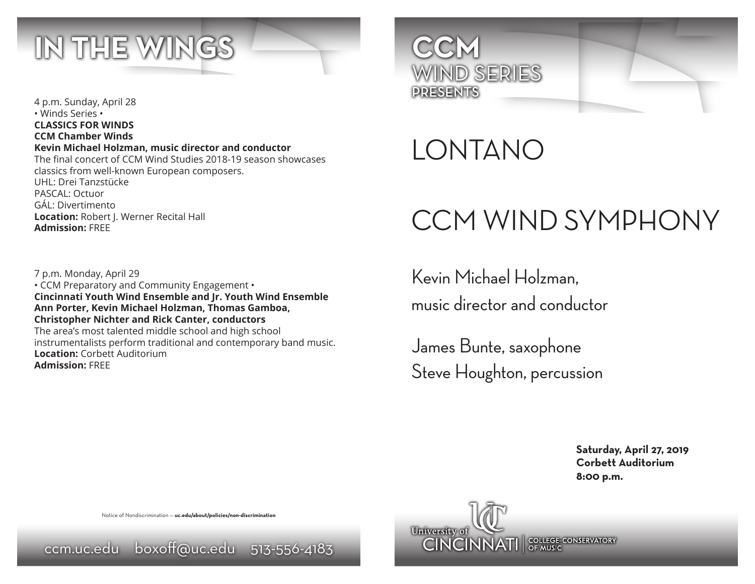# IN THE WINGS

4 p.m. Sunday, April 28
• Winds Series •
**CLASSICS FOR WINDS**
**CCM Chamber Winds**
**Kevin Michael Holzman, music director and conductor**
The final concert of CCM Wind Studies 2018-19 season showcases classics from well-known European composers.
UHL: Drei Tanzstücke
PASCAL: Octuor
GÁL: Divertimento
**Location:** Robert J. Werner Recital Hall
**Admission:** FREE

7 p.m. Monday, April 29
• CCM Preparatory and Community Engagement •
**Cincinnati Youth Wind Ensemble and Jr. Youth Wind Ensemble**
**Ann Porter, Kevin Michael Holzman, Thomas Gamboa, Christopher Nichter and Rick Canter, conductors**
The area's most talented middle school and high school instrumentalists perform traditional and contemporary band music.
**Location:** Corbett Auditorium
**Admission:** FREE

Notice of Nondiscrimination — **uc.edu/about/policies/non-discrimination**

ccm.uc.edu boxoff@uc.edu 513-556-4183

# CCM WIND SERIES PRESENTS

# LONTANO

# CCM WIND SYMPHONY

Kevin Michael Holzman,
music director and conductor

James Bunte, saxophone
Steve Houghton, percussion

**Saturday, April 27, 2019**
**Corbett Auditorium**
**8:00 p.m.**

University of Cincinnati | College-Conservatory of Music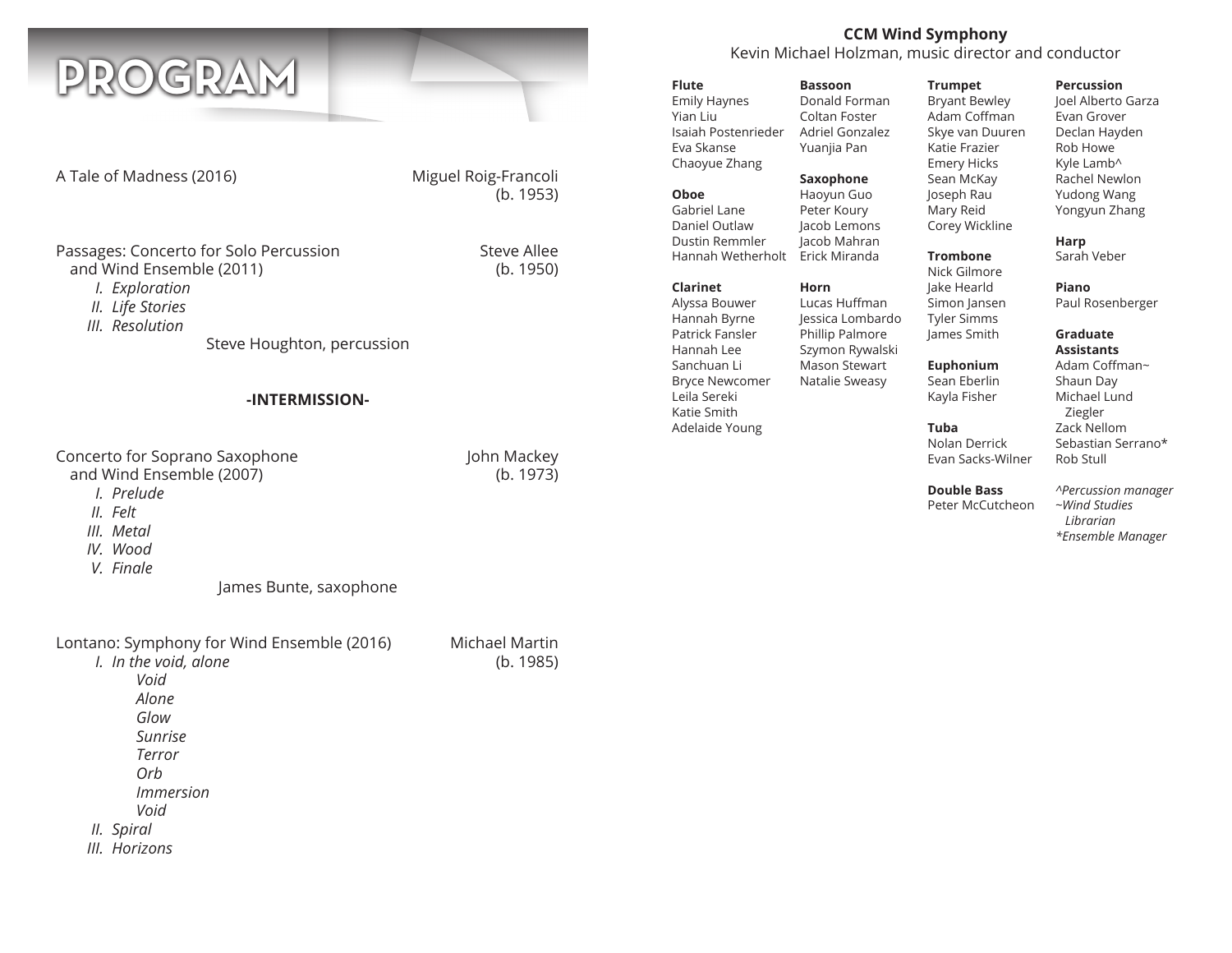# PROGRAM

A Tale of Madness (2016) — Miguel Roig-Francoli (b. 1953)

Passages: Concerto for Solo Percussion and Wind Ensemble (2011) — Steve Allee (b. 1950)

*I. Exploration*
*II. Life Stories*
*III. Resolution*

Steve Houghton, percussion

**-INTERMISSION-**

Concerto for Soprano Saxophone and Wind Ensemble (2007) — John Mackey (b. 1973)

*I. Prelude*
*II. Felt*
*III. Metal*
*IV. Wood*
*V. Finale*

James Bunte, saxophone

Lontano: Symphony for Wind Ensemble (2016) — Michael Martin (b. 1985)

*I. In the void, alone*
*Void*
*Alone*
*Glow*
*Sunrise*
*Terror*
*Orb*
*Immersion*
*Void*
*II. Spiral*
*III. Horizons*

## CCM Wind Symphony

Kevin Michael Holzman, music director and conductor

**Flute**
Emily Haynes
Yian Liu
Isaiah Postenrieder
Eva Skanse
Chaoyue Zhang

**Oboe**
Gabriel Lane
Daniel Outlaw
Dustin Remmler
Hannah Wetherholt

**Clarinet**
Alyssa Bouwer
Hannah Byrne
Patrick Fansler
Hannah Lee
Sanchuan Li
Bryce Newcomer
Leila Sereki
Katie Smith
Adelaide Young

**Bassoon**
Donald Forman
Coltan Foster
Adriel Gonzalez
Yuanjia Pan

**Saxophone**
Haoyun Guo
Peter Koury
Jacob Lemons
Jacob Mahran
Erick Miranda

**Horn**
Lucas Huffman
Jessica Lombardo
Phillip Palmore
Szymon Rywalski
Mason Stewart
Natalie Sweasy

**Trumpet**
Bryant Bewley
Adam Coffman
Skye van Duuren
Katie Frazier
Emery Hicks
Sean McKay
Joseph Rau
Mary Reid
Corey Wickline

**Trombone**
Nick Gilmore
Jake Hearld
Simon Jansen
Tyler Simms
James Smith

**Euphonium**
Sean Eberlin
Kayla Fisher

**Tuba**
Nolan Derrick
Evan Sacks-Wilner

**Double Bass**
Peter McCutcheon

**Percussion**
Joel Alberto Garza
Evan Grover
Declan Hayden
Rob Howe
Kyle Lamb^
Rachel Newlon
Yudong Wang
Yongyun Zhang

**Harp**
Sarah Veber

**Piano**
Paul Rosenberger

**Graduate Assistants**
Adam Coffman~
Shaun Day
Michael Lund Ziegler
Zack Nellom
Sebastian Serrano*
Rob Stull

*^Percussion manager*
*~Wind Studies Librarian*
*\*Ensemble Manager*